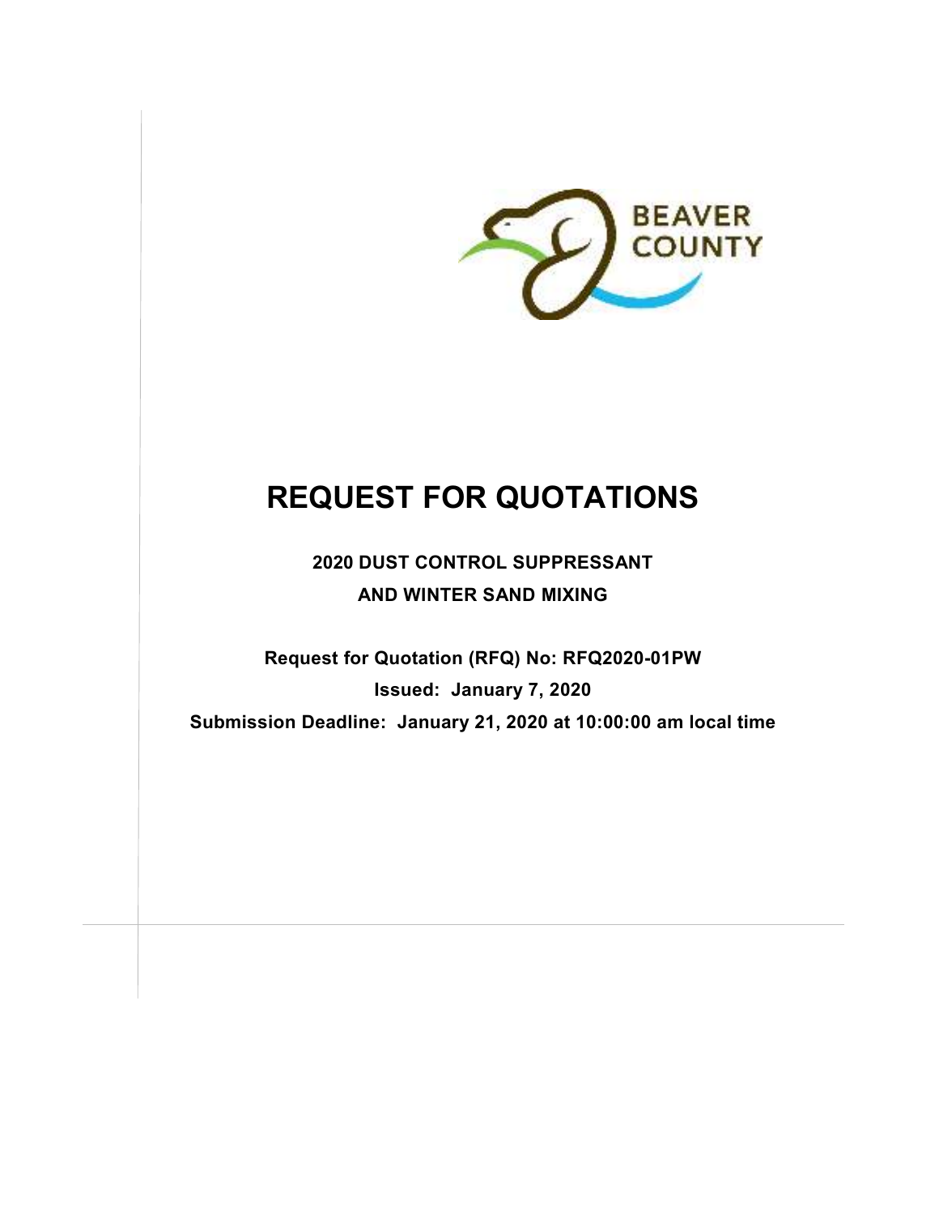BEAVER COUNTY

# REQUEST FOR QUOTATIONS

## 2020 DUST CONTROL SUPPRESSANT AND WINTER SAND MIXING

**Request for Quotation (RFQ) No: RFQ2020-01PW**

**Issued: January 7, 2020**

**Submission Deadline: January 21, 2020 at 10:00:00 am local time**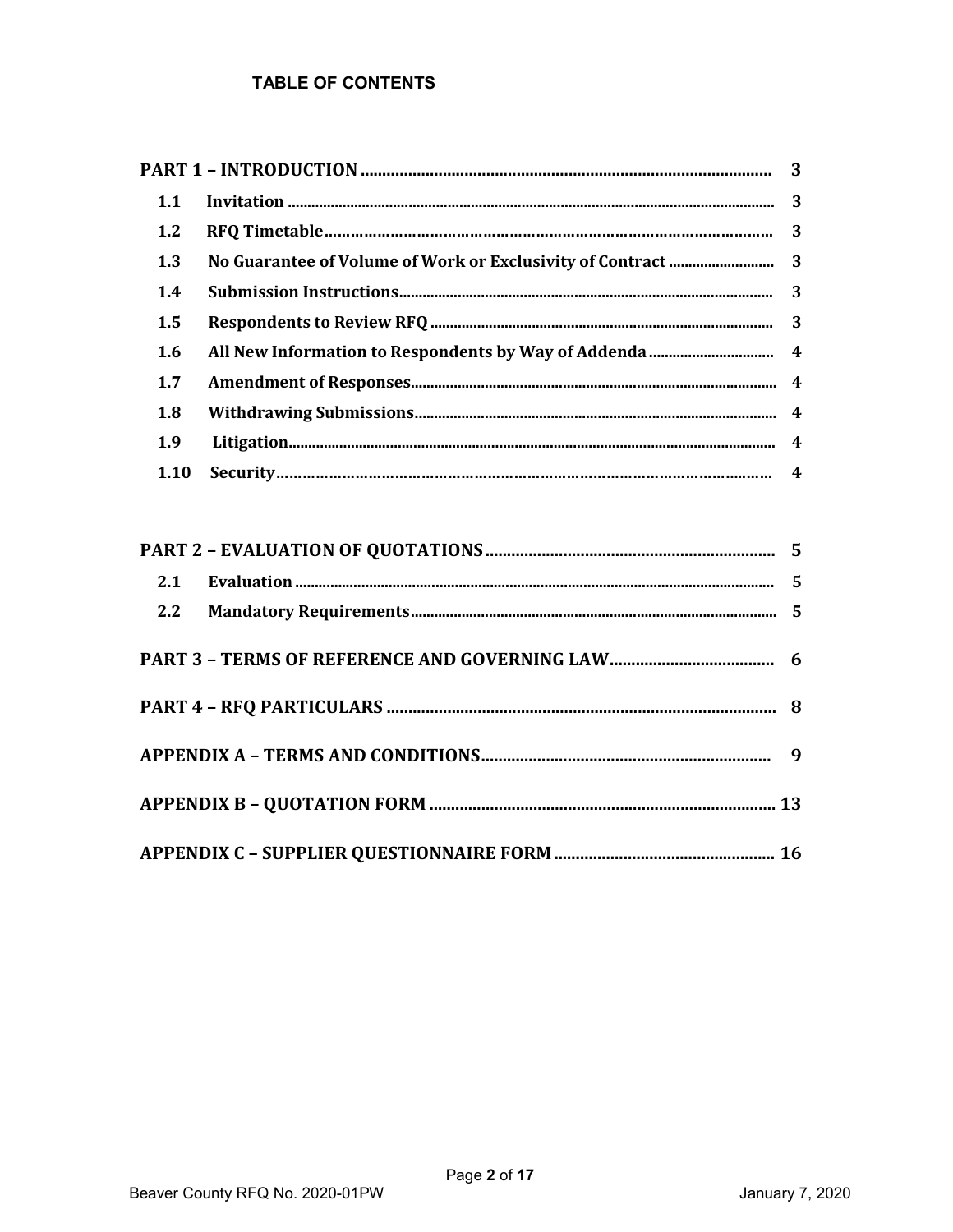**TABLE OF CONTENTS**

| | |
|---|---|
| **PART 1 – INTRODUCTION** | **3** |
| **1.1 Invitation** | **3** |
| **1.2 RFQ Timetable** | **3** |
| **1.3 No Guarantee of Volume of Work or Exclusivity of Contract** | **3** |
| **1.4 Submission Instructions** | **3** |
| **1.5 Respondents to Review RFQ** | **3** |
| **1.6 All New Information to Respondents by Way of Addenda** | **4** |
| **1.7 Amendment of Responses** | **4** |
| **1.8 Withdrawing Submissions** | **4** |
| **1.9 Litigation** | **4** |
| **1.10 Security** | **4** |
| **PART 2 – EVALUATION OF QUOTATIONS** | **5** |
| **2.1 Evaluation** | **5** |
| **2.2 Mandatory Requirements** | **5** |
| **PART 3 – TERMS OF REFERENCE AND GOVERNING LAW** | **6** |
| **PART 4 – RFQ PARTICULARS** | **8** |
| **APPENDIX A – TERMS AND CONDITIONS** | **9** |
| **APPENDIX B – QUOTATION FORM** | **13** |
| **APPENDIX C – SUPPLIER QUESTIONNAIRE FORM** | **16** |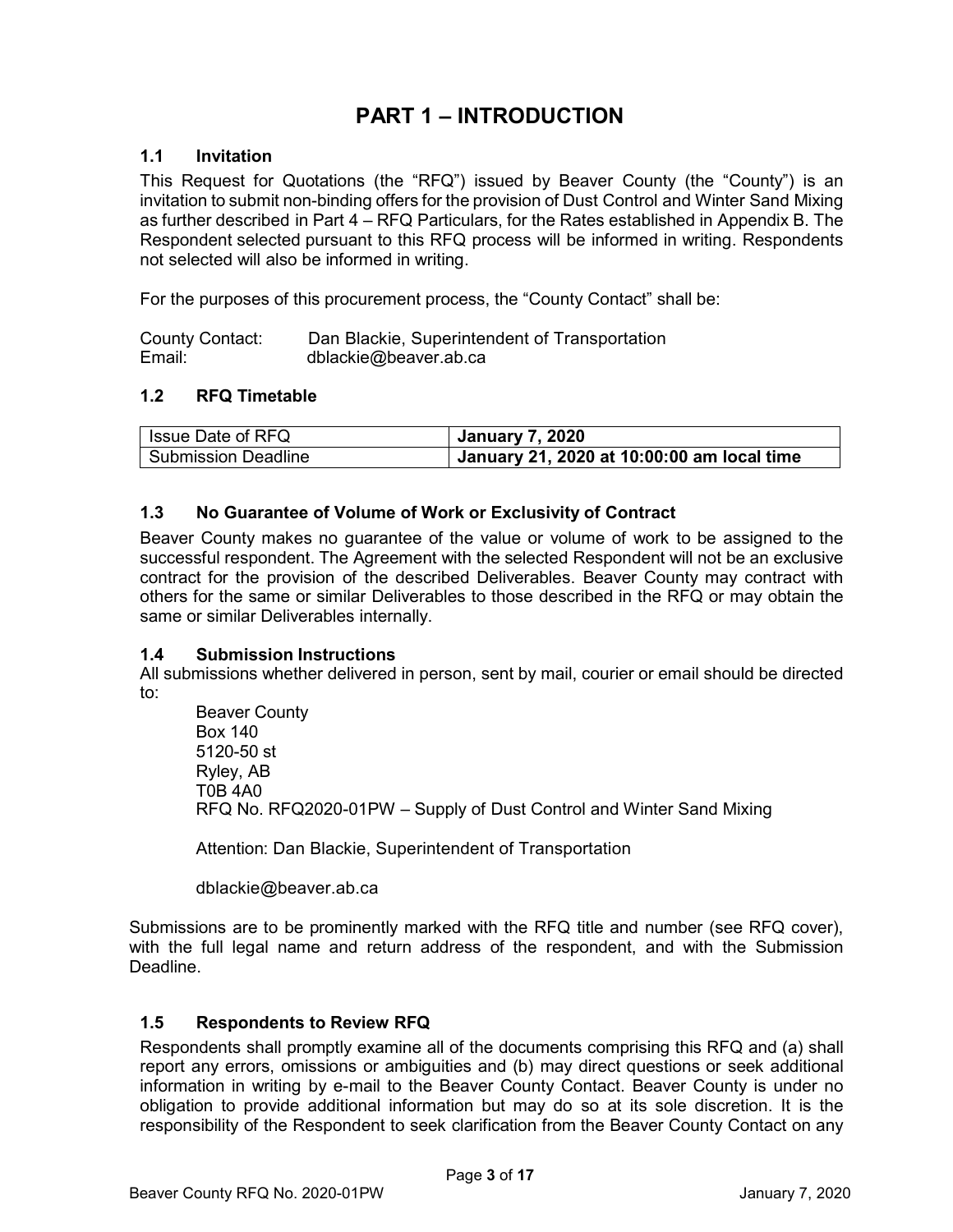# PART 1 – INTRODUCTION

## 1.1 Invitation

This Request for Quotations (the "RFQ") issued by Beaver County (the "County") is an invitation to submit non-binding offers for the provision of Dust Control and Winter Sand Mixing as further described in Part 4 – RFQ Particulars, for the Rates established in Appendix B. The Respondent selected pursuant to this RFQ process will be informed in writing. Respondents not selected will also be informed in writing.

For the purposes of this procurement process, the "County Contact" shall be:

County Contact: Dan Blackie, Superintendent of Transportation
Email: dblackie@beaver.ab.ca

## 1.2 RFQ Timetable

| Issue Date of RFQ | **January 7, 2020** |
|---|---|
| Submission Deadline | **January 21, 2020 at 10:00:00 am local time** |

## 1.3 No Guarantee of Volume of Work or Exclusivity of Contract

Beaver County makes no guarantee of the value or volume of work to be assigned to the successful respondent. The Agreement with the selected Respondent will not be an exclusive contract for the provision of the described Deliverables. Beaver County may contract with others for the same or similar Deliverables to those described in the RFQ or may obtain the same or similar Deliverables internally.

## 1.4 Submission Instructions

All submissions whether delivered in person, sent by mail, courier or email should be directed to:

Beaver County
Box 140
5120-50 st
Ryley, AB
T0B 4A0
RFQ No. RFQ2020-01PW – Supply of Dust Control and Winter Sand Mixing

Attention: Dan Blackie, Superintendent of Transportation

dblackie@beaver.ab.ca

Submissions are to be prominently marked with the RFQ title and number (see RFQ cover), with the full legal name and return address of the respondent, and with the Submission Deadline.

## 1.5 Respondents to Review RFQ

Respondents shall promptly examine all of the documents comprising this RFQ and (a) shall report any errors, omissions or ambiguities and (b) may direct questions or seek additional information in writing by e-mail to the Beaver County Contact. Beaver County is under no obligation to provide additional information but may do so at its sole discretion. It is the responsibility of the Respondent to seek clarification from the Beaver County Contact on any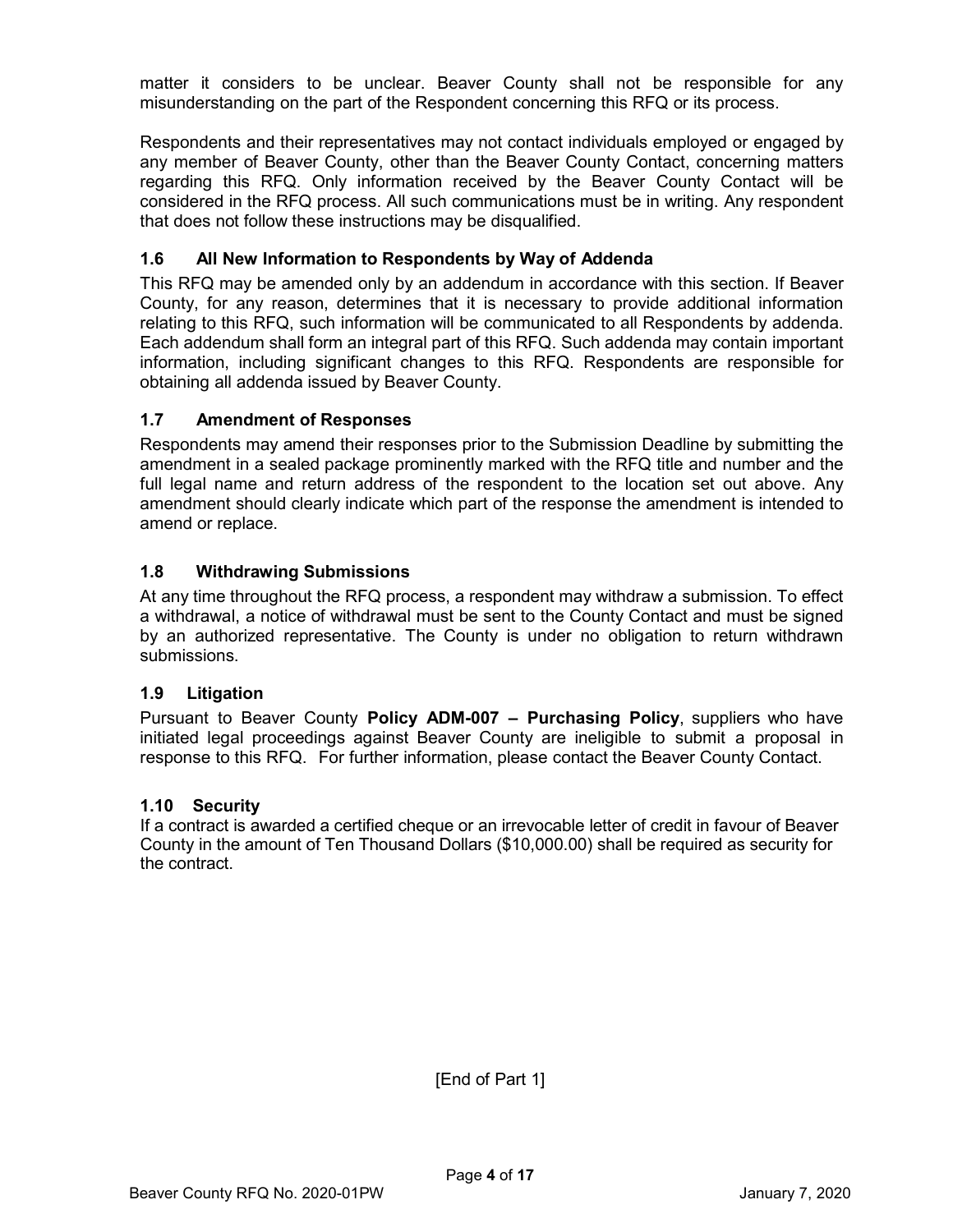matter it considers to be unclear. Beaver County shall not be responsible for any misunderstanding on the part of the Respondent concerning this RFQ or its process.

Respondents and their representatives may not contact individuals employed or engaged by any member of Beaver County, other than the Beaver County Contact, concerning matters regarding this RFQ. Only information received by the Beaver County Contact will be considered in the RFQ process. All such communications must be in writing. Any respondent that does not follow these instructions may be disqualified.

### 1.6 All New Information to Respondents by Way of Addenda

This RFQ may be amended only by an addendum in accordance with this section. If Beaver County, for any reason, determines that it is necessary to provide additional information relating to this RFQ, such information will be communicated to all Respondents by addenda. Each addendum shall form an integral part of this RFQ. Such addenda may contain important information, including significant changes to this RFQ. Respondents are responsible for obtaining all addenda issued by Beaver County.

### 1.7 Amendment of Responses

Respondents may amend their responses prior to the Submission Deadline by submitting the amendment in a sealed package prominently marked with the RFQ title and number and the full legal name and return address of the respondent to the location set out above. Any amendment should clearly indicate which part of the response the amendment is intended to amend or replace.

### 1.8 Withdrawing Submissions

At any time throughout the RFQ process, a respondent may withdraw a submission. To effect a withdrawal, a notice of withdrawal must be sent to the County Contact and must be signed by an authorized representative. The County is under no obligation to return withdrawn submissions.

### 1.9 Litigation

Pursuant to Beaver County **Policy ADM-007 – Purchasing Policy**, suppliers who have initiated legal proceedings against Beaver County are ineligible to submit a proposal in response to this RFQ. For further information, please contact the Beaver County Contact.

### 1.10 Security

If a contract is awarded a certified cheque or an irrevocable letter of credit in favour of Beaver County in the amount of Ten Thousand Dollars ($10,000.00) shall be required as security for the contract.

[End of Part 1]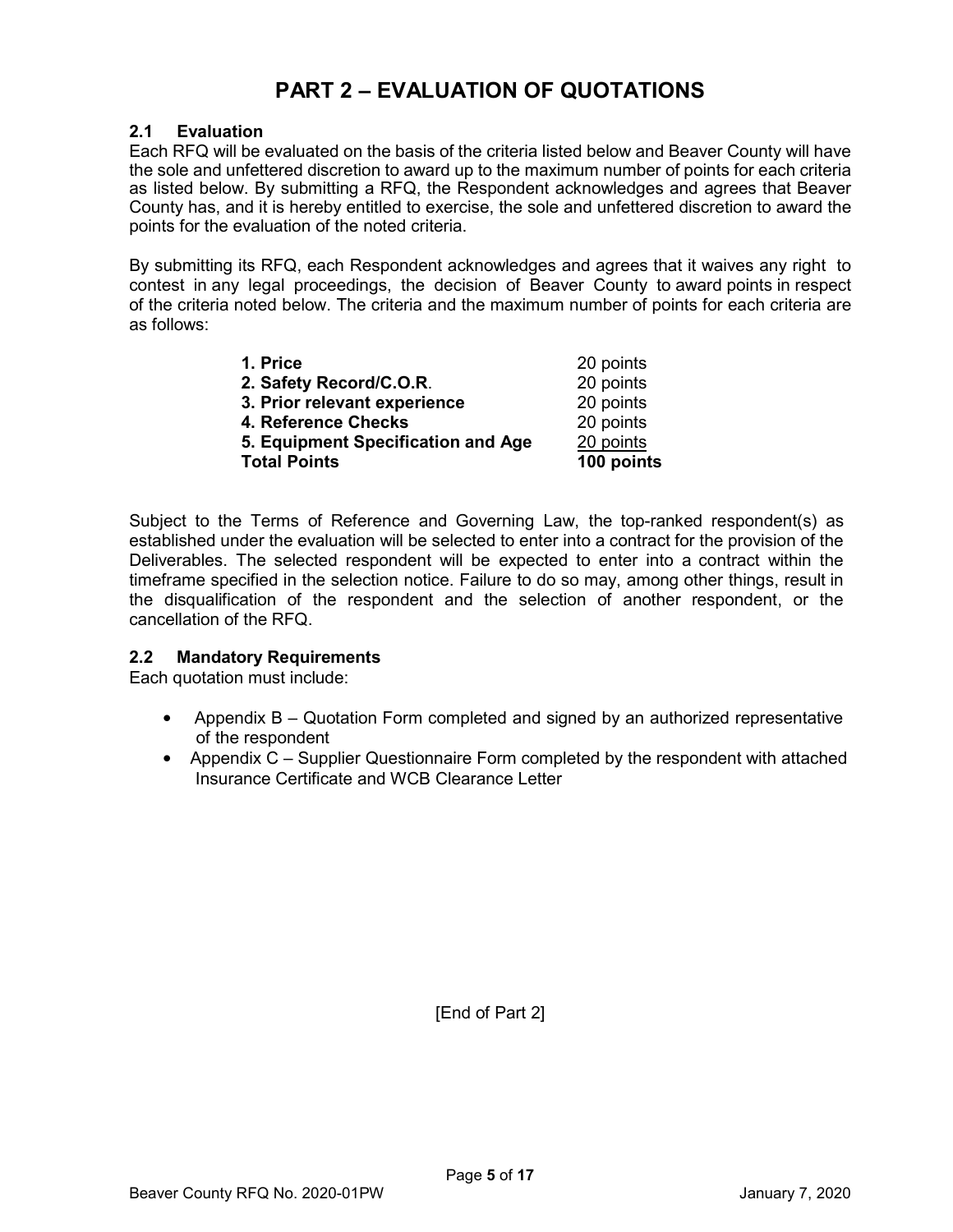# PART 2 – EVALUATION OF QUOTATIONS

## 2.1 Evaluation

Each RFQ will be evaluated on the basis of the criteria listed below and Beaver County will have the sole and unfettered discretion to award up to the maximum number of points for each criteria as listed below. By submitting a RFQ, the Respondent acknowledges and agrees that Beaver County has, and it is hereby entitled to exercise, the sole and unfettered discretion to award the points for the evaluation of the noted criteria.

By submitting its RFQ, each Respondent acknowledges and agrees that it waives any right to contest in any legal proceedings, the decision of Beaver County to award points in respect of the criteria noted below. The criteria and the maximum number of points for each criteria are as follows:

| Criteria | Points |
|---|---|
| **1. Price** | 20 points |
| **2. Safety Record/C.O.R.** | 20 points |
| **3. Prior relevant experience** | 20 points |
| **4. Reference Checks** | 20 points |
| **5. Equipment Specification and Age** | 20 points |
| **Total Points** | **100 points** |

Subject to the Terms of Reference and Governing Law, the top-ranked respondent(s) as established under the evaluation will be selected to enter into a contract for the provision of the Deliverables. The selected respondent will be expected to enter into a contract within the timeframe specified in the selection notice. Failure to do so may, among other things, result in the disqualification of the respondent and the selection of another respondent, or the cancellation of the RFQ.

## 2.2 Mandatory Requirements

Each quotation must include:

- Appendix B – Quotation Form completed and signed by an authorized representative of the respondent
- Appendix C – Supplier Questionnaire Form completed by the respondent with attached Insurance Certificate and WCB Clearance Letter

[End of Part 2]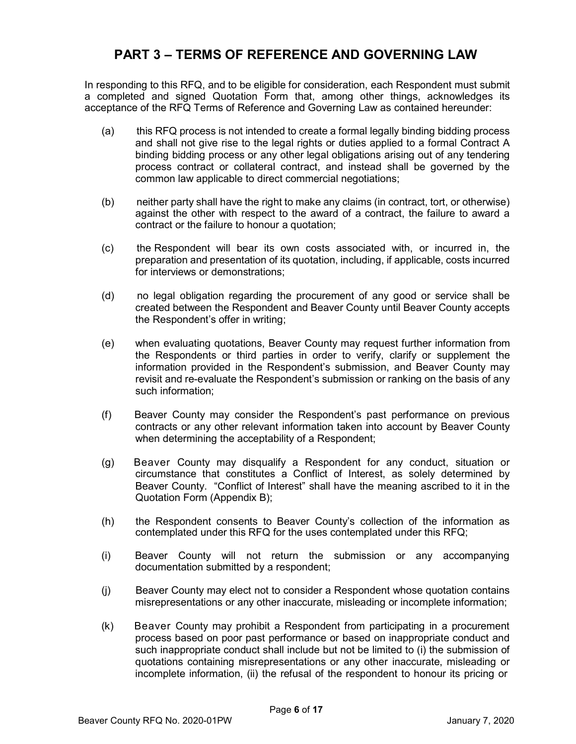# PART 3 – TERMS OF REFERENCE AND GOVERNING LAW

In responding to this RFQ, and to be eligible for consideration, each Respondent must submit a completed and signed Quotation Form that, among other things, acknowledges its acceptance of the RFQ Terms of Reference and Governing Law as contained hereunder:

(a) this RFQ process is not intended to create a formal legally binding bidding process and shall not give rise to the legal rights or duties applied to a formal Contract A binding bidding process or any other legal obligations arising out of any tendering process contract or collateral contract, and instead shall be governed by the common law applicable to direct commercial negotiations;

(b) neither party shall have the right to make any claims (in contract, tort, or otherwise) against the other with respect to the award of a contract, the failure to award a contract or the failure to honour a quotation;

(c) the Respondent will bear its own costs associated with, or incurred in, the preparation and presentation of its quotation, including, if applicable, costs incurred for interviews or demonstrations;

(d) no legal obligation regarding the procurement of any good or service shall be created between the Respondent and Beaver County until Beaver County accepts the Respondent's offer in writing;

(e) when evaluating quotations, Beaver County may request further information from the Respondents or third parties in order to verify, clarify or supplement the information provided in the Respondent's submission, and Beaver County may revisit and re-evaluate the Respondent's submission or ranking on the basis of any such information;

(f) Beaver County may consider the Respondent's past performance on previous contracts or any other relevant information taken into account by Beaver County when determining the acceptability of a Respondent;

(g) Beaver County may disqualify a Respondent for any conduct, situation or circumstance that constitutes a Conflict of Interest, as solely determined by Beaver County. "Conflict of Interest" shall have the meaning ascribed to it in the Quotation Form (Appendix B);

(h) the Respondent consents to Beaver County's collection of the information as contemplated under this RFQ for the uses contemplated under this RFQ;

(i) Beaver County will not return the submission or any accompanying documentation submitted by a respondent;

(j) Beaver County may elect not to consider a Respondent whose quotation contains misrepresentations or any other inaccurate, misleading or incomplete information;

(k) Beaver County may prohibit a Respondent from participating in a procurement process based on poor past performance or based on inappropriate conduct and such inappropriate conduct shall include but not be limited to (i) the submission of quotations containing misrepresentations or any other inaccurate, misleading or incomplete information, (ii) the refusal of the respondent to honour its pricing or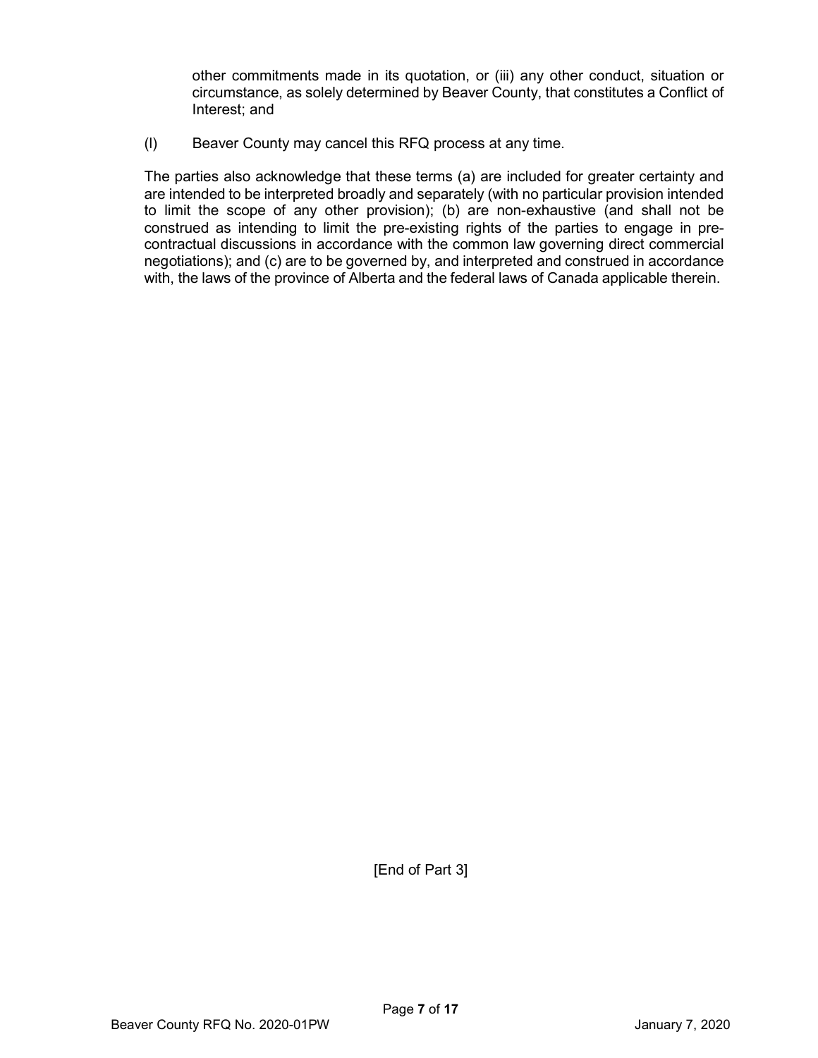other commitments made in its quotation, or (iii) any other conduct, situation or circumstance, as solely determined by Beaver County, that constitutes a Conflict of Interest; and

(l) Beaver County may cancel this RFQ process at any time.

The parties also acknowledge that these terms (a) are included for greater certainty and are intended to be interpreted broadly and separately (with no particular provision intended to limit the scope of any other provision); (b) are non-exhaustive (and shall not be construed as intending to limit the pre-existing rights of the parties to engage in pre-contractual discussions in accordance with the common law governing direct commercial negotiations); and (c) are to be governed by, and interpreted and construed in accordance with, the laws of the province of Alberta and the federal laws of Canada applicable therein.

[End of Part 3]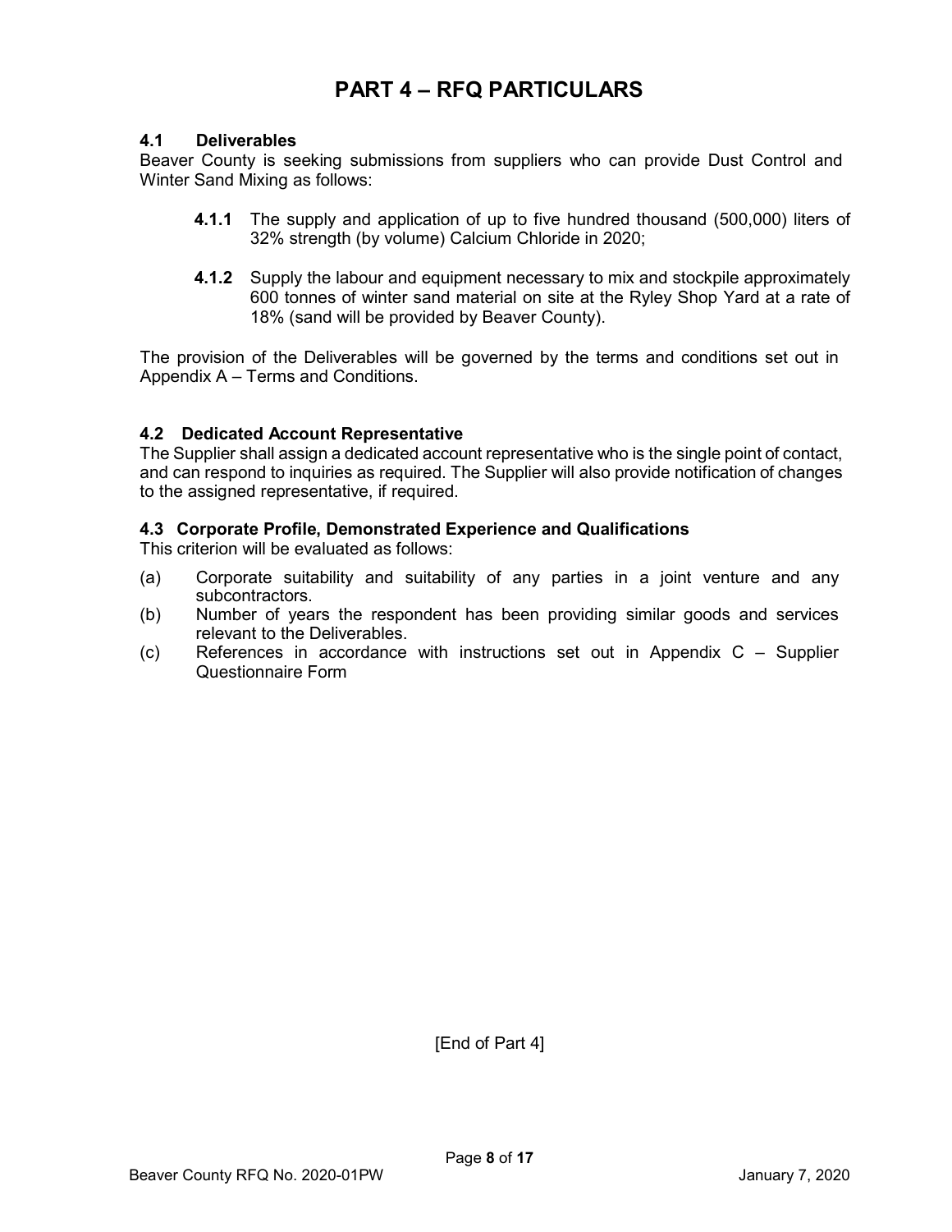# PART 4 – RFQ PARTICULARS

### 4.1 Deliverables

Beaver County is seeking submissions from suppliers who can provide Dust Control and Winter Sand Mixing as follows:

> **4.1.1** The supply and application of up to five hundred thousand (500,000) liters of 32% strength (by volume) Calcium Chloride in 2020;
>
> **4.1.2** Supply the labour and equipment necessary to mix and stockpile approximately 600 tonnes of winter sand material on site at the Ryley Shop Yard at a rate of 18% (sand will be provided by Beaver County).

The provision of the Deliverables will be governed by the terms and conditions set out in Appendix A – Terms and Conditions.

### 4.2 Dedicated Account Representative

The Supplier shall assign a dedicated account representative who is the single point of contact, and can respond to inquiries as required. The Supplier will also provide notification of changes to the assigned representative, if required.

### 4.3 Corporate Profile, Demonstrated Experience and Qualifications

This criterion will be evaluated as follows:

(a) Corporate suitability and suitability of any parties in a joint venture and any subcontractors.

(b) Number of years the respondent has been providing similar goods and services relevant to the Deliverables.

(c) References in accordance with instructions set out in Appendix C – Supplier Questionnaire Form

[End of Part 4]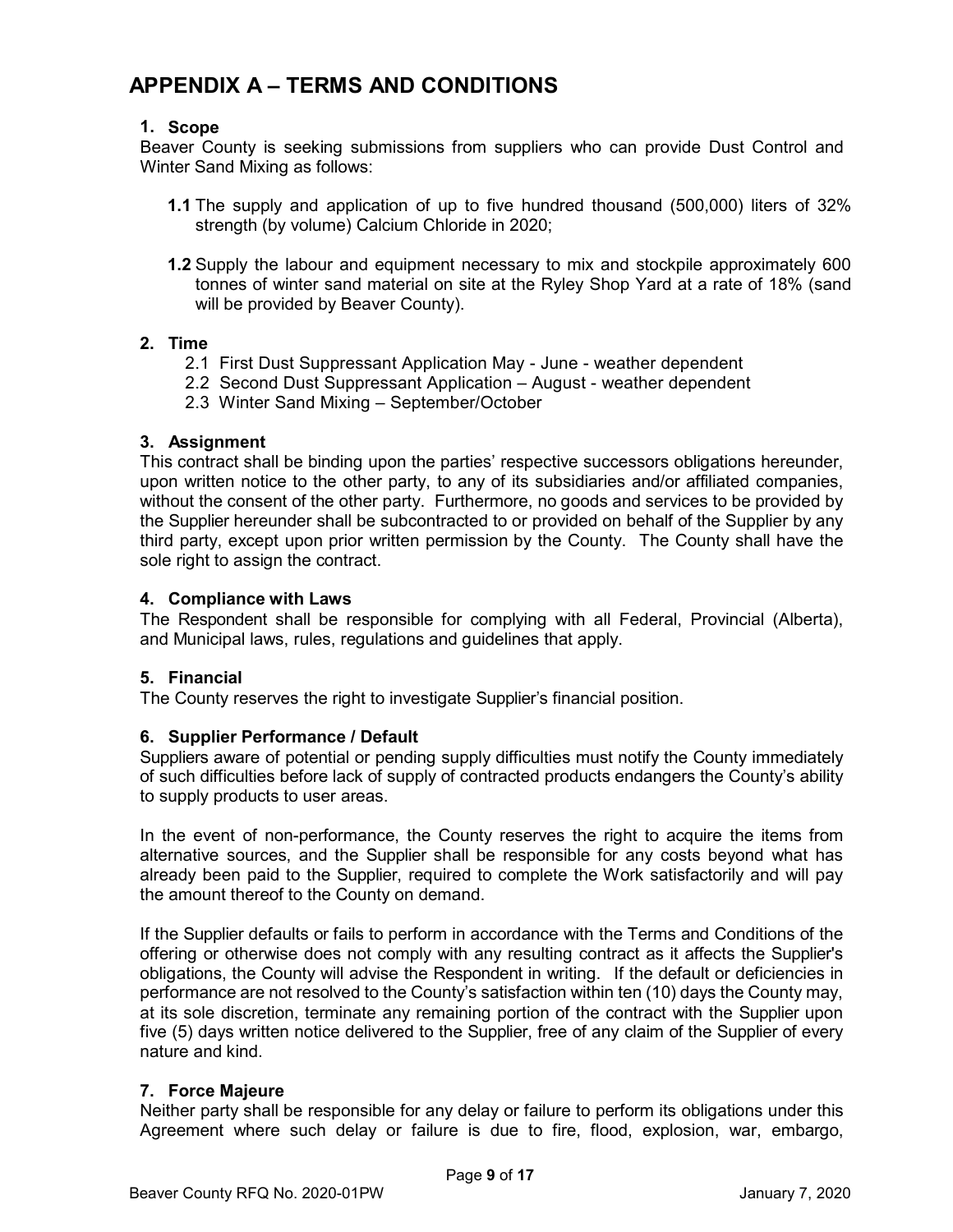# APPENDIX A – TERMS AND CONDITIONS

### 1. Scope

Beaver County is seeking submissions from suppliers who can provide Dust Control and Winter Sand Mixing as follows:

**1.1** The supply and application of up to five hundred thousand (500,000) liters of 32% strength (by volume) Calcium Chloride in 2020;

**1.2** Supply the labour and equipment necessary to mix and stockpile approximately 600 tonnes of winter sand material on site at the Ryley Shop Yard at a rate of 18% (sand will be provided by Beaver County).

### 2. Time

2.1 First Dust Suppressant Application May - June - weather dependent
2.2 Second Dust Suppressant Application – August - weather dependent
2.3 Winter Sand Mixing – September/October

### 3. Assignment

This contract shall be binding upon the parties' respective successors obligations hereunder, upon written notice to the other party, to any of its subsidiaries and/or affiliated companies, without the consent of the other party. Furthermore, no goods and services to be provided by the Supplier hereunder shall be subcontracted to or provided on behalf of the Supplier by any third party, except upon prior written permission by the County. The County shall have the sole right to assign the contract.

### 4. Compliance with Laws

The Respondent shall be responsible for complying with all Federal, Provincial (Alberta), and Municipal laws, rules, regulations and guidelines that apply.

### 5. Financial

The County reserves the right to investigate Supplier's financial position.

### 6. Supplier Performance / Default

Suppliers aware of potential or pending supply difficulties must notify the County immediately of such difficulties before lack of supply of contracted products endangers the County's ability to supply products to user areas.

In the event of non-performance, the County reserves the right to acquire the items from alternative sources, and the Supplier shall be responsible for any costs beyond what has already been paid to the Supplier, required to complete the Work satisfactorily and will pay the amount thereof to the County on demand.

If the Supplier defaults or fails to perform in accordance with the Terms and Conditions of the offering or otherwise does not comply with any resulting contract as it affects the Supplier's obligations, the County will advise the Respondent in writing. If the default or deficiencies in performance are not resolved to the County's satisfaction within ten (10) days the County may, at its sole discretion, terminate any remaining portion of the contract with the Supplier upon five (5) days written notice delivered to the Supplier, free of any claim of the Supplier of every nature and kind.

### 7. Force Majeure

Neither party shall be responsible for any delay or failure to perform its obligations under this Agreement where such delay or failure is due to fire, flood, explosion, war, embargo,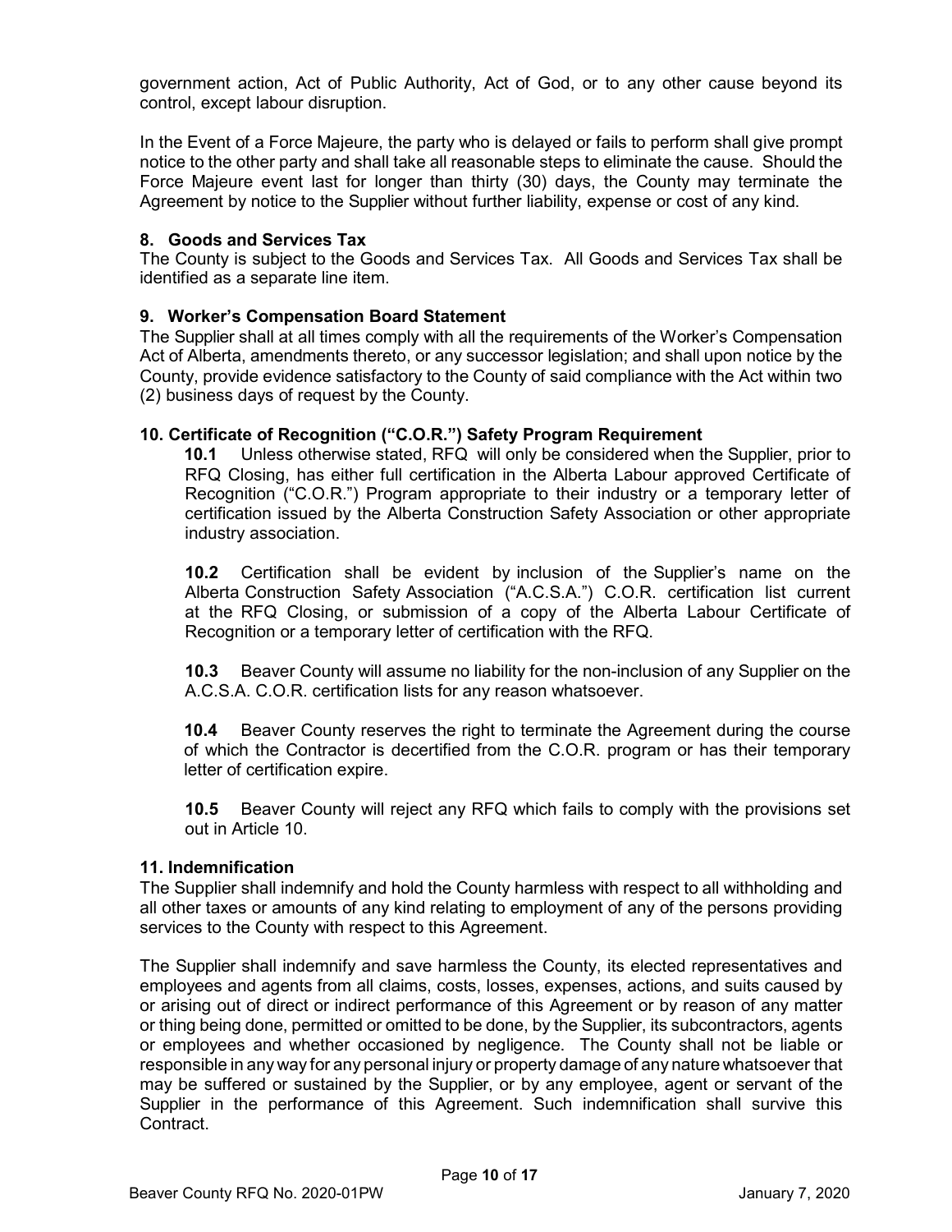government action, Act of Public Authority, Act of God, or to any other cause beyond its control, except labour disruption.

In the Event of a Force Majeure, the party who is delayed or fails to perform shall give prompt notice to the other party and shall take all reasonable steps to eliminate the cause. Should the Force Majeure event last for longer than thirty (30) days, the County may terminate the Agreement by notice to the Supplier without further liability, expense or cost of any kind.

### 8. Goods and Services Tax

The County is subject to the Goods and Services Tax. All Goods and Services Tax shall be identified as a separate line item.

### 9. Worker's Compensation Board Statement

The Supplier shall at all times comply with all the requirements of the Worker's Compensation Act of Alberta, amendments thereto, or any successor legislation; and shall upon notice by the County, provide evidence satisfactory to the County of said compliance with the Act within two (2) business days of request by the County.

### 10. Certificate of Recognition ("C.O.R.") Safety Program Requirement

**10.1** Unless otherwise stated, RFQ will only be considered when the Supplier, prior to RFQ Closing, has either full certification in the Alberta Labour approved Certificate of Recognition ("C.O.R.") Program appropriate to their industry or a temporary letter of certification issued by the Alberta Construction Safety Association or other appropriate industry association.

**10.2** Certification shall be evident by inclusion of the Supplier's name on the Alberta Construction Safety Association ("A.C.S.A.") C.O.R. certification list current at the RFQ Closing, or submission of a copy of the Alberta Labour Certificate of Recognition or a temporary letter of certification with the RFQ.

**10.3** Beaver County will assume no liability for the non-inclusion of any Supplier on the A.C.S.A. C.O.R. certification lists for any reason whatsoever.

**10.4** Beaver County reserves the right to terminate the Agreement during the course of which the Contractor is decertified from the C.O.R. program or has their temporary letter of certification expire.

**10.5** Beaver County will reject any RFQ which fails to comply with the provisions set out in Article 10.

### 11. Indemnification

The Supplier shall indemnify and hold the County harmless with respect to all withholding and all other taxes or amounts of any kind relating to employment of any of the persons providing services to the County with respect to this Agreement.

The Supplier shall indemnify and save harmless the County, its elected representatives and employees and agents from all claims, costs, losses, expenses, actions, and suits caused by or arising out of direct or indirect performance of this Agreement or by reason of any matter or thing being done, permitted or omitted to be done, by the Supplier, its subcontractors, agents or employees and whether occasioned by negligence. The County shall not be liable or responsible in any way for any personal injury or property damage of any nature whatsoever that may be suffered or sustained by the Supplier, or by any employee, agent or servant of the Supplier in the performance of this Agreement. Such indemnification shall survive this Contract.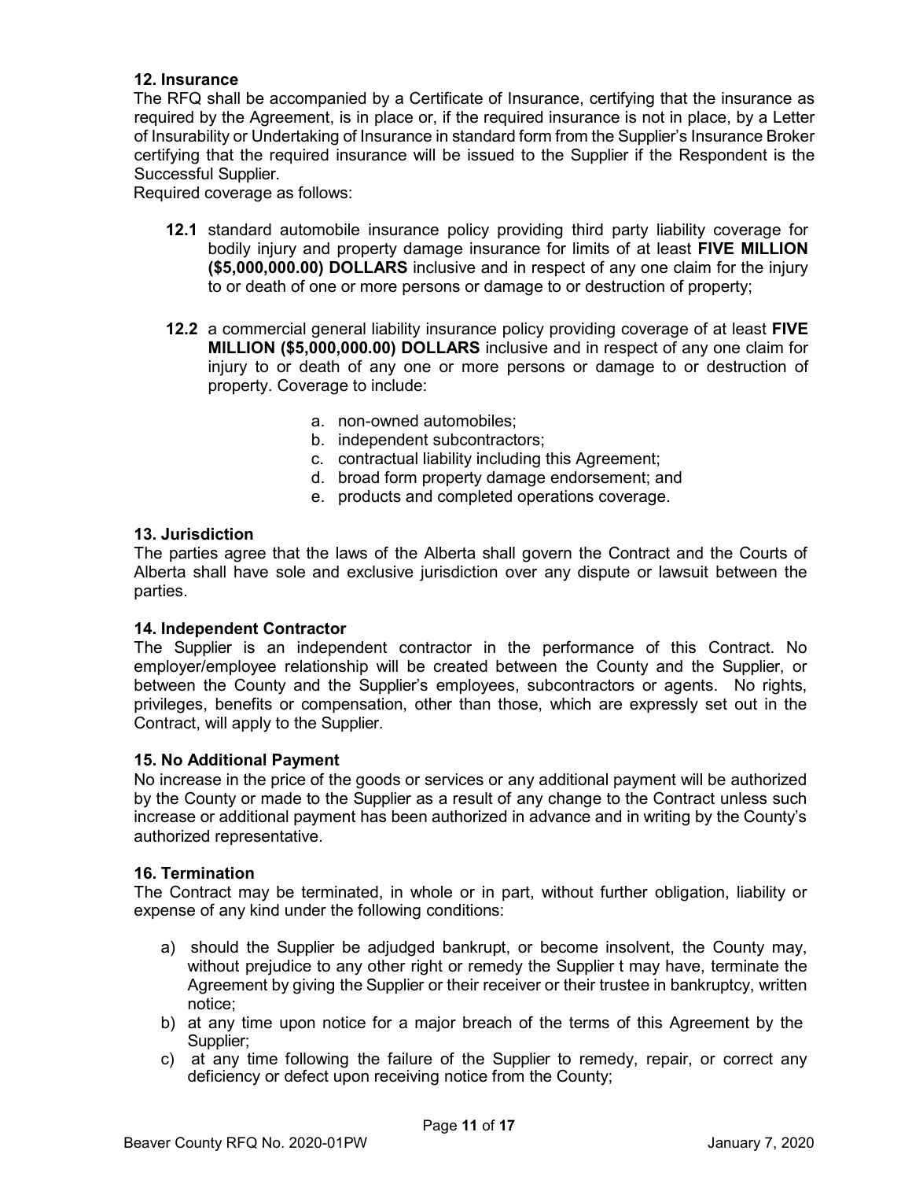### 12. Insurance

The RFQ shall be accompanied by a Certificate of Insurance, certifying that the insurance as required by the Agreement, is in place or, if the required insurance is not in place, by a Letter of Insurability or Undertaking of Insurance in standard form from the Supplier's Insurance Broker certifying that the required insurance will be issued to the Supplier if the Respondent is the Successful Supplier.

Required coverage as follows:

**12.1** standard automobile insurance policy providing third party liability coverage for bodily injury and property damage insurance for limits of at least **FIVE MILLION ($5,000,000.00) DOLLARS** inclusive and in respect of any one claim for the injury to or death of one or more persons or damage to or destruction of property;

**12.2** a commercial general liability insurance policy providing coverage of at least **FIVE MILLION ($5,000,000.00) DOLLARS** inclusive and in respect of any one claim for injury to or death of any one or more persons or damage to or destruction of property. Coverage to include:

a. non-owned automobiles;
b. independent subcontractors;
c. contractual liability including this Agreement;
d. broad form property damage endorsement; and
e. products and completed operations coverage.

### 13. Jurisdiction

The parties agree that the laws of the Alberta shall govern the Contract and the Courts of Alberta shall have sole and exclusive jurisdiction over any dispute or lawsuit between the parties.

### 14. Independent Contractor

The Supplier is an independent contractor in the performance of this Contract. No employer/employee relationship will be created between the County and the Supplier, or between the County and the Supplier's employees, subcontractors or agents. No rights, privileges, benefits or compensation, other than those, which are expressly set out in the Contract, will apply to the Supplier.

### 15. No Additional Payment

No increase in the price of the goods or services or any additional payment will be authorized by the County or made to the Supplier as a result of any change to the Contract unless such increase or additional payment has been authorized in advance and in writing by the County's authorized representative.

### 16. Termination

The Contract may be terminated, in whole or in part, without further obligation, liability or expense of any kind under the following conditions:

a) should the Supplier be adjudged bankrupt, or become insolvent, the County may, without prejudice to any other right or remedy the Supplier t may have, terminate the Agreement by giving the Supplier or their receiver or their trustee in bankruptcy, written notice;
b) at any time upon notice for a major breach of the terms of this Agreement by the Supplier;
c) at any time following the failure of the Supplier to remedy, repair, or correct any deficiency or defect upon receiving notice from the County;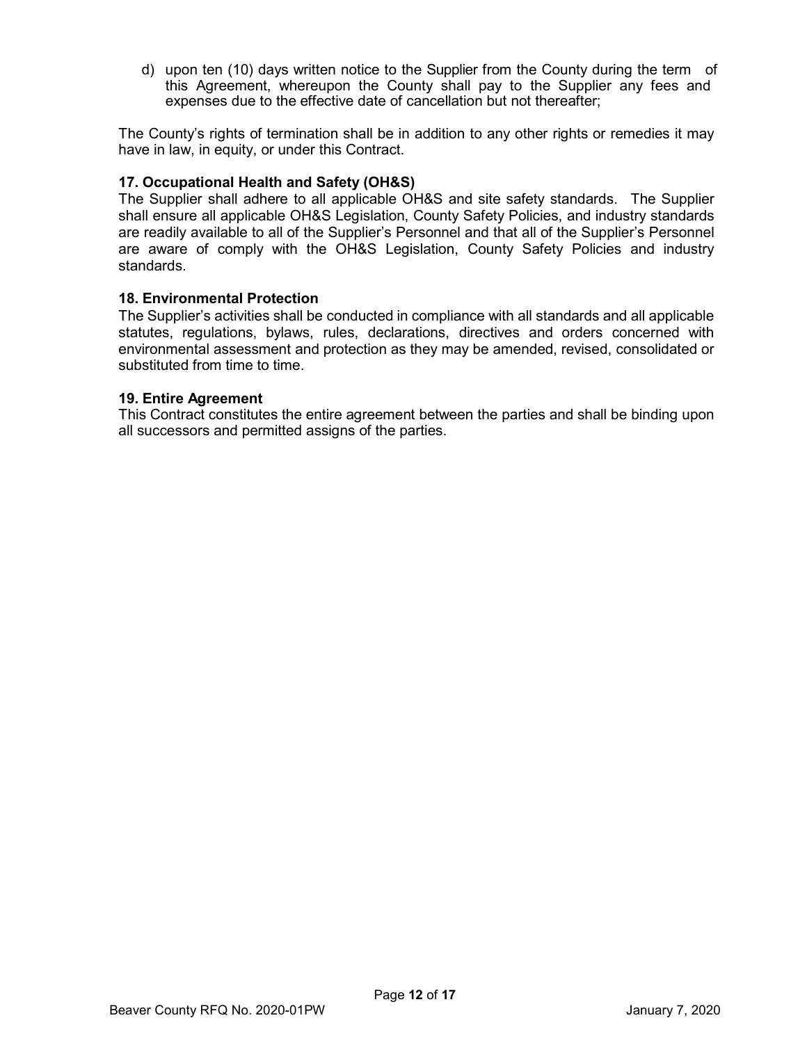d) upon ten (10) days written notice to the Supplier from the County during the term of this Agreement, whereupon the County shall pay to the Supplier any fees and expenses due to the effective date of cancellation but not thereafter;

The County's rights of termination shall be in addition to any other rights or remedies it may have in law, in equity, or under this Contract.

**17. Occupational Health and Safety (OH&S)**

The Supplier shall adhere to all applicable OH&S and site safety standards. The Supplier shall ensure all applicable OH&S Legislation, County Safety Policies, and industry standards are readily available to all of the Supplier's Personnel and that all of the Supplier's Personnel are aware of comply with the OH&S Legislation, County Safety Policies and industry standards.

**18. Environmental Protection**

The Supplier's activities shall be conducted in compliance with all standards and all applicable statutes, regulations, bylaws, rules, declarations, directives and orders concerned with environmental assessment and protection as they may be amended, revised, consolidated or substituted from time to time.

**19. Entire Agreement**

This Contract constitutes the entire agreement between the parties and shall be binding upon all successors and permitted assigns of the parties.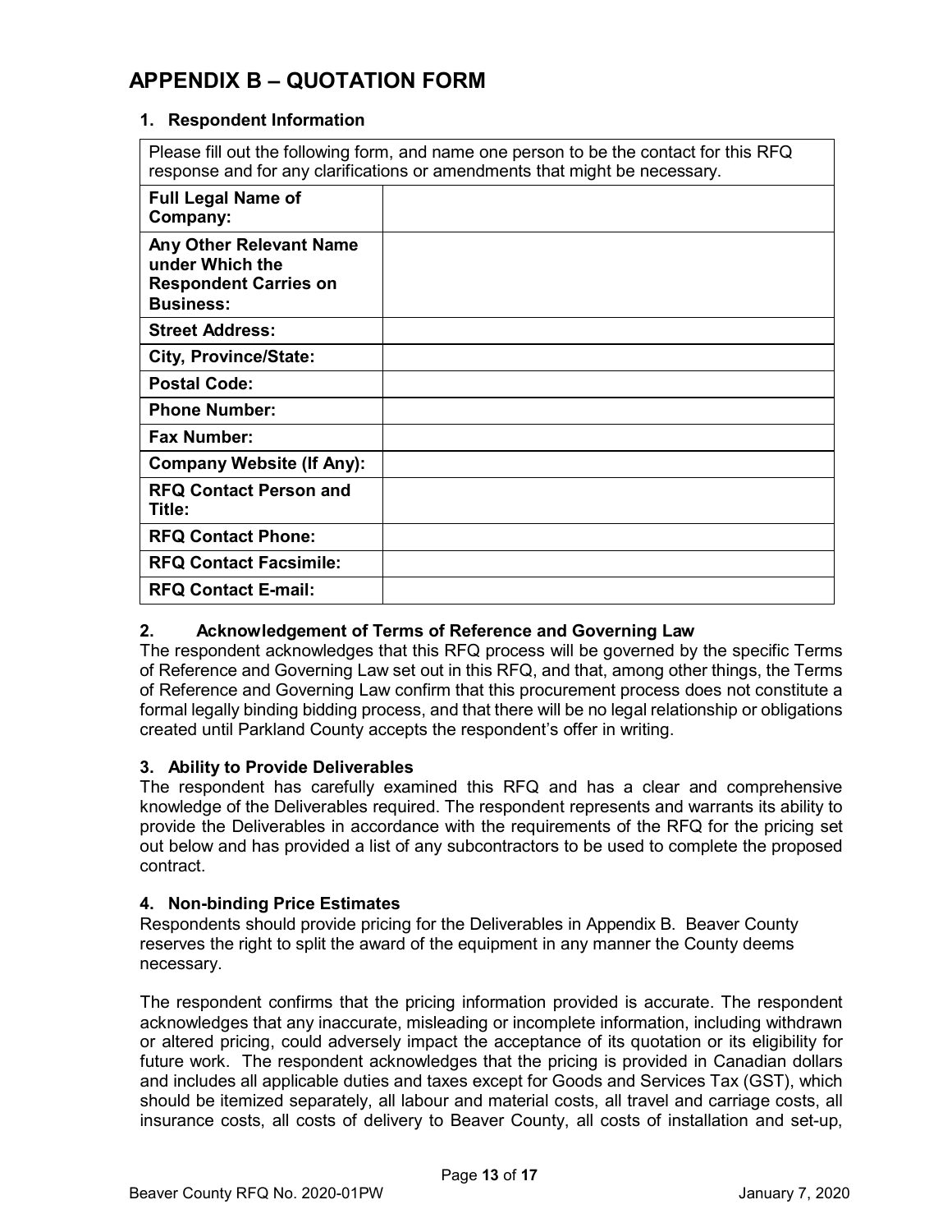# APPENDIX B – QUOTATION FORM

### 1. Respondent Information

| Please fill out the following form, and name one person to be the contact for this RFQ response and for any clarifications or amendments that might be necessary. | |
|---|---|
| **Full Legal Name of Company:** | |
| **Any Other Relevant Name under Which the Respondent Carries on Business:** | |
| **Street Address:** | |
| **City, Province/State:** | |
| **Postal Code:** | |
| **Phone Number:** | |
| **Fax Number:** | |
| **Company Website (If Any):** | |
| **RFQ Contact Person and Title:** | |
| **RFQ Contact Phone:** | |
| **RFQ Contact Facsimile:** | |
| **RFQ Contact E-mail:** | |

### 2. Acknowledgement of Terms of Reference and Governing Law

The respondent acknowledges that this RFQ process will be governed by the specific Terms of Reference and Governing Law set out in this RFQ, and that, among other things, the Terms of Reference and Governing Law confirm that this procurement process does not constitute a formal legally binding bidding process, and that there will be no legal relationship or obligations created until Parkland County accepts the respondent's offer in writing.

### 3. Ability to Provide Deliverables

The respondent has carefully examined this RFQ and has a clear and comprehensive knowledge of the Deliverables required. The respondent represents and warrants its ability to provide the Deliverables in accordance with the requirements of the RFQ for the pricing set out below and has provided a list of any subcontractors to be used to complete the proposed contract.

### 4. Non-binding Price Estimates

Respondents should provide pricing for the Deliverables in Appendix B. Beaver County reserves the right to split the award of the equipment in any manner the County deems necessary.

The respondent confirms that the pricing information provided is accurate. The respondent acknowledges that any inaccurate, misleading or incomplete information, including withdrawn or altered pricing, could adversely impact the acceptance of its quotation or its eligibility for future work. The respondent acknowledges that the pricing is provided in Canadian dollars and includes all applicable duties and taxes except for Goods and Services Tax (GST), which should be itemized separately, all labour and material costs, all travel and carriage costs, all insurance costs, all costs of delivery to Beaver County, all costs of installation and set-up,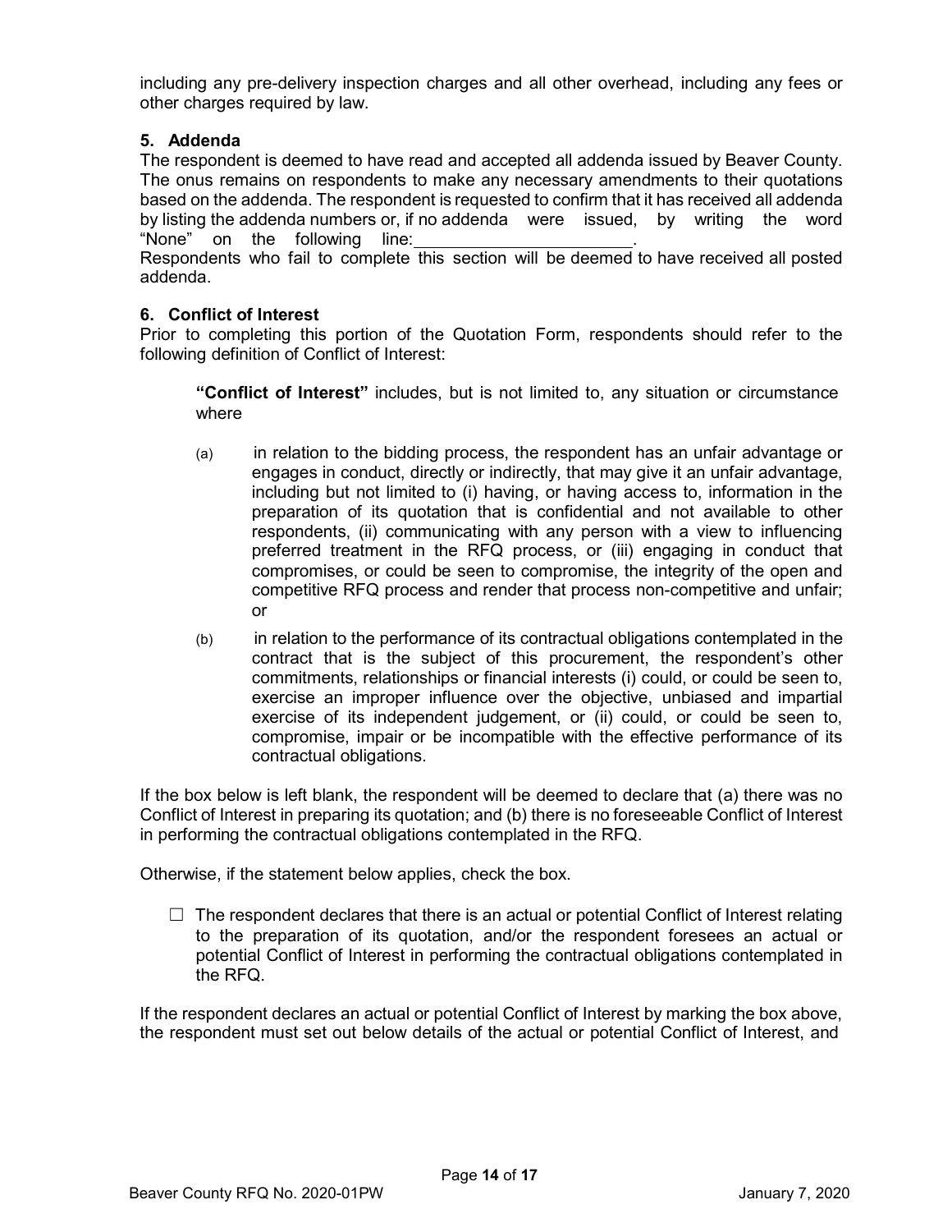including any pre-delivery inspection charges and all other overhead, including any fees or other charges required by law.

### 5. Addenda

The respondent is deemed to have read and accepted all addenda issued by Beaver County. The onus remains on respondents to make any necessary amendments to their quotations based on the addenda. The respondent is requested to confirm that it has received all addenda by listing the addenda numbers or, if no addenda were issued, by writing the word "None" on the following line:\_\_\_\_\_\_\_\_\_\_\_\_\_\_\_\_\_\_\_\_\_\_\_.

Respondents who fail to complete this section will be deemed to have received all posted addenda.

### 6. Conflict of Interest

Prior to completing this portion of the Quotation Form, respondents should refer to the following definition of Conflict of Interest:

> **"Conflict of Interest"** includes, but is not limited to, any situation or circumstance where
>
> (a) in relation to the bidding process, the respondent has an unfair advantage or engages in conduct, directly or indirectly, that may give it an unfair advantage, including but not limited to (i) having, or having access to, information in the preparation of its quotation that is confidential and not available to other respondents, (ii) communicating with any person with a view to influencing preferred treatment in the RFQ process, or (iii) engaging in conduct that compromises, or could be seen to compromise, the integrity of the open and competitive RFQ process and render that process non-competitive and unfair; or
>
> (b) in relation to the performance of its contractual obligations contemplated in the contract that is the subject of this procurement, the respondent's other commitments, relationships or financial interests (i) could, or could be seen to, exercise an improper influence over the objective, unbiased and impartial exercise of its independent judgement, or (ii) could, or could be seen to, compromise, impair or be incompatible with the effective performance of its contractual obligations.

If the box below is left blank, the respondent will be deemed to declare that (a) there was no Conflict of Interest in preparing its quotation; and (b) there is no foreseeable Conflict of Interest in performing the contractual obligations contemplated in the RFQ.

Otherwise, if the statement below applies, check the box.

☐ The respondent declares that there is an actual or potential Conflict of Interest relating to the preparation of its quotation, and/or the respondent foresees an actual or potential Conflict of Interest in performing the contractual obligations contemplated in the RFQ.

If the respondent declares an actual or potential Conflict of Interest by marking the box above, the respondent must set out below details of the actual or potential Conflict of Interest, and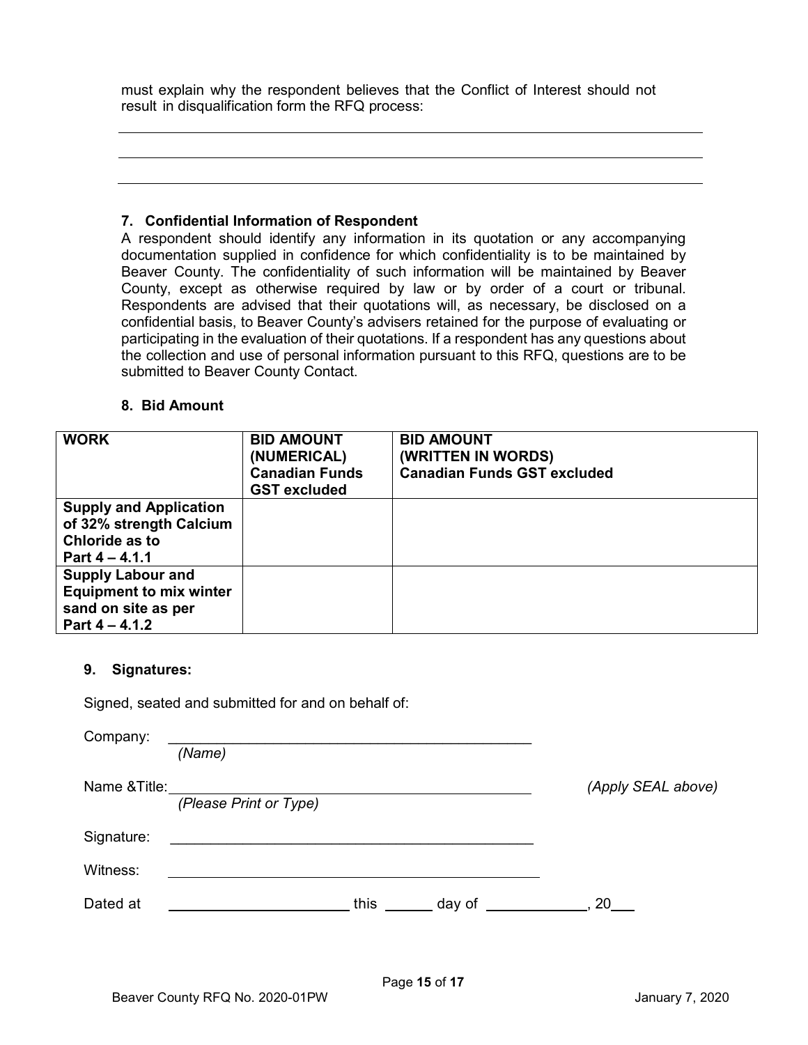must explain why the respondent believes that the Conflict of Interest should not result in disqualification form the RFQ process:

\_\_\_\_\_\_\_\_\_\_\_\_\_\_\_\_\_\_\_\_\_\_\_\_\_\_\_\_\_\_\_\_\_\_\_\_\_\_\_\_\_\_\_\_\_\_\_\_\_\_\_\_\_\_\_\_\_\_\_\_

\_\_\_\_\_\_\_\_\_\_\_\_\_\_\_\_\_\_\_\_\_\_\_\_\_\_\_\_\_\_\_\_\_\_\_\_\_\_\_\_\_\_\_\_\_\_\_\_\_\_\_\_\_\_\_\_\_\_\_\_

\_\_\_\_\_\_\_\_\_\_\_\_\_\_\_\_\_\_\_\_\_\_\_\_\_\_\_\_\_\_\_\_\_\_\_\_\_\_\_\_\_\_\_\_\_\_\_\_\_\_\_\_\_\_\_\_\_\_\_\_

### 7. Confidential Information of Respondent

A respondent should identify any information in its quotation or any accompanying documentation supplied in confidence for which confidentiality is to be maintained by Beaver County. The confidentiality of such information will be maintained by Beaver County, except as otherwise required by law or by order of a court or tribunal. Respondents are advised that their quotations will, as necessary, be disclosed on a confidential basis, to Beaver County's advisers retained for the purpose of evaluating or participating in the evaluation of their quotations. If a respondent has any questions about the collection and use of personal information pursuant to this RFQ, questions are to be submitted to Beaver County Contact.

### 8. Bid Amount

| WORK | BID AMOUNT (NUMERICAL) Canadian Funds GST excluded | BID AMOUNT (WRITTEN IN WORDS) Canadian Funds GST excluded |
|---|---|---|
| **Supply and Application of 32% strength Calcium Chloride as to Part 4 – 4.1.1** | | |
| **Supply Labour and Equipment to mix winter sand on site as per Part 4 – 4.1.2** | | |

### 9. Signatures:

Signed, seated and submitted for and on behalf of:

Company: \_\_\_\_\_\_\_\_\_\_\_\_\_\_\_\_\_\_\_\_\_\_\_\_\_\_\_\_\_\_\_\_\_\_\_\_\_\_\_\_\_\_
*(Name)*

Name &Title: \_\_\_\_\_\_\_\_\_\_\_\_\_\_\_\_\_\_\_\_\_\_\_\_\_\_\_\_\_\_\_\_\_\_\_\_\_\_\_\_\_\_ *(Apply SEAL above)*
*(Please Print or Type)*

Signature: \_\_\_\_\_\_\_\_\_\_\_\_\_\_\_\_\_\_\_\_\_\_\_\_\_\_\_\_\_\_\_\_\_\_\_\_\_\_\_\_\_\_

Witness: \_\_\_\_\_\_\_\_\_\_\_\_\_\_\_\_\_\_\_\_\_\_\_\_\_\_\_\_\_\_\_\_\_\_\_\_\_\_\_\_\_\_

Dated at \_\_\_\_\_\_\_\_\_\_\_\_\_\_\_\_\_\_\_\_ this \_\_\_\_\_ day of \_\_\_\_\_\_\_\_\_\_\_, 20\_\_\_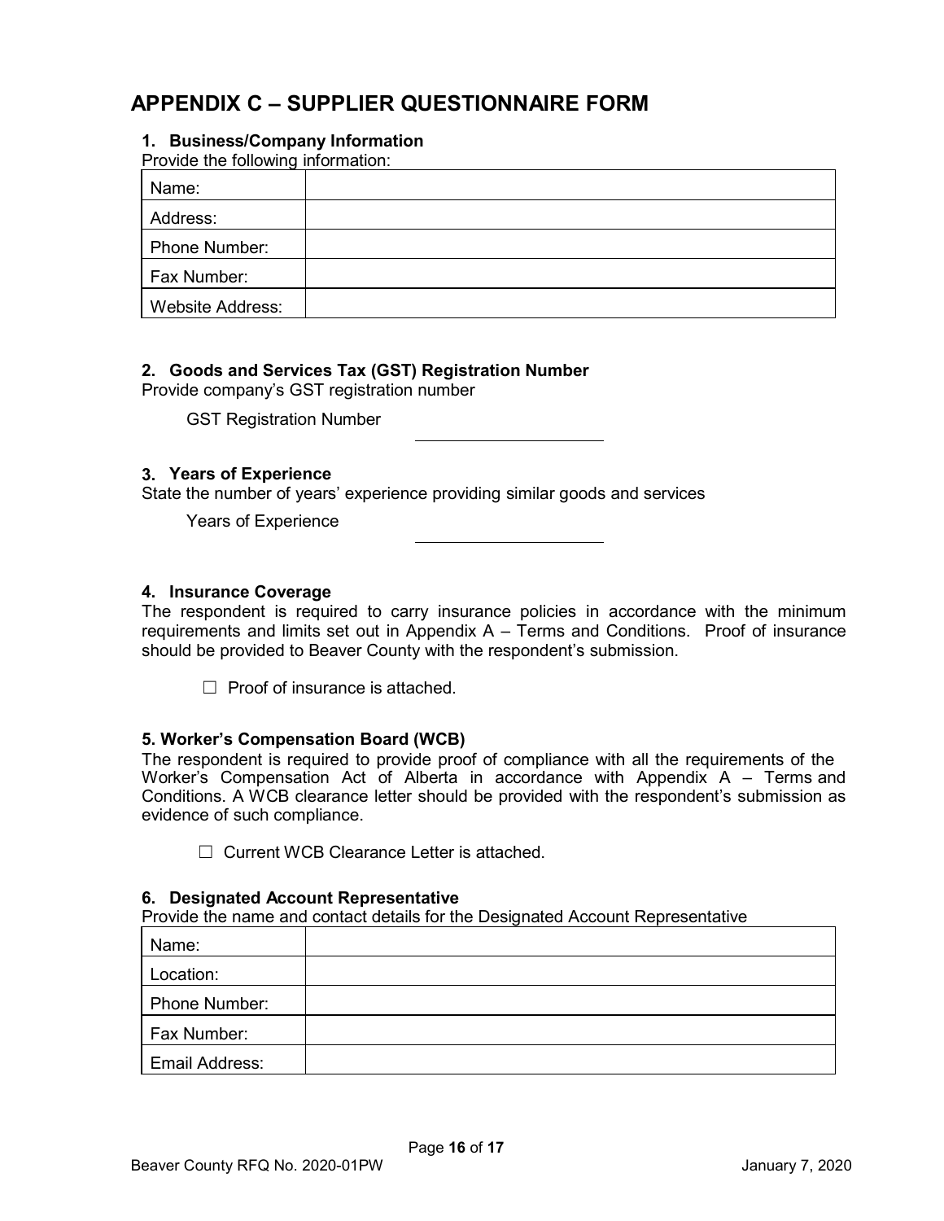# APPENDIX C – SUPPLIER QUESTIONNAIRE FORM

### 1. Business/Company Information

Provide the following information:

| Name: | |
|---|---|
| Address: | |
| Phone Number: | |
| Fax Number: | |
| Website Address: | |

### 2. Goods and Services Tax (GST) Registration Number

Provide company's GST registration number

GST Registration Number ____________________

### 3. Years of Experience

State the number of years' experience providing similar goods and services

Years of Experience ____________________

### 4. Insurance Coverage

The respondent is required to carry insurance policies in accordance with the minimum requirements and limits set out in Appendix A – Terms and Conditions. Proof of insurance should be provided to Beaver County with the respondent's submission.

☐ Proof of insurance is attached.

### 5. Worker's Compensation Board (WCB)

The respondent is required to provide proof of compliance with all the requirements of the Worker's Compensation Act of Alberta in accordance with Appendix A – Terms and Conditions. A WCB clearance letter should be provided with the respondent's submission as evidence of such compliance.

☐ Current WCB Clearance Letter is attached.

### 6. Designated Account Representative

Provide the name and contact details for the Designated Account Representative

| Name: | |
|---|---|
| Location: | |
| Phone Number: | |
| Fax Number: | |
| Email Address: | |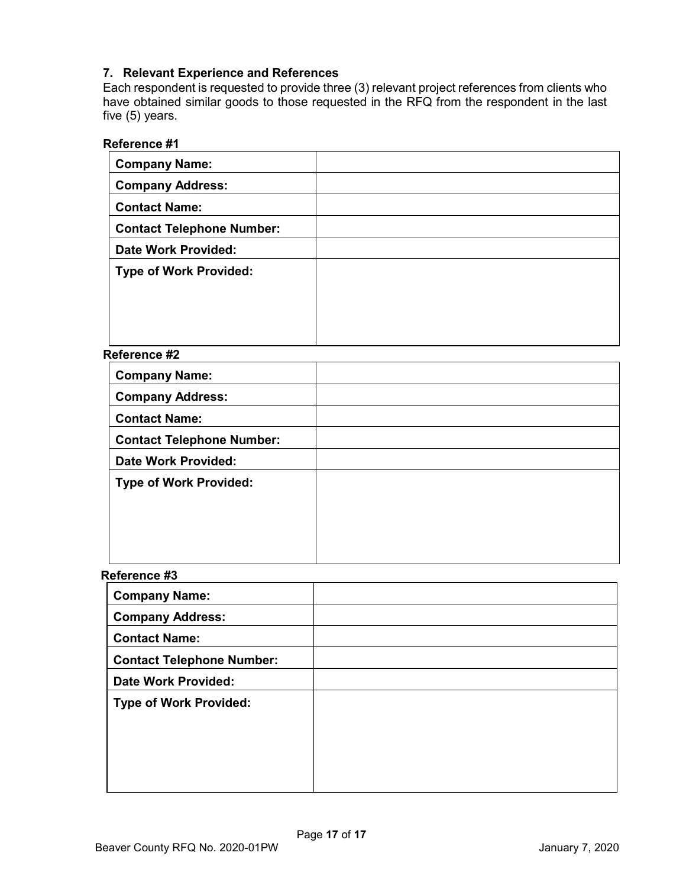### 7. Relevant Experience and References

Each respondent is requested to provide three (3) relevant project references from clients who have obtained similar goods to those requested in the RFQ from the respondent in the last five (5) years.

**Reference #1**

| | |
|---|---|
| **Company Name:** | |
| **Company Address:** | |
| **Contact Name:** | |
| **Contact Telephone Number:** | |
| **Date Work Provided:** | |
| **Type of Work Provided:** | |

**Reference #2**

| | |
|---|---|
| **Company Name:** | |
| **Company Address:** | |
| **Contact Name:** | |
| **Contact Telephone Number:** | |
| **Date Work Provided:** | |
| **Type of Work Provided:** | |

**Reference #3**

| | |
|---|---|
| **Company Name:** | |
| **Company Address:** | |
| **Contact Name:** | |
| **Contact Telephone Number:** | |
| **Date Work Provided:** | |
| **Type of Work Provided:** | |